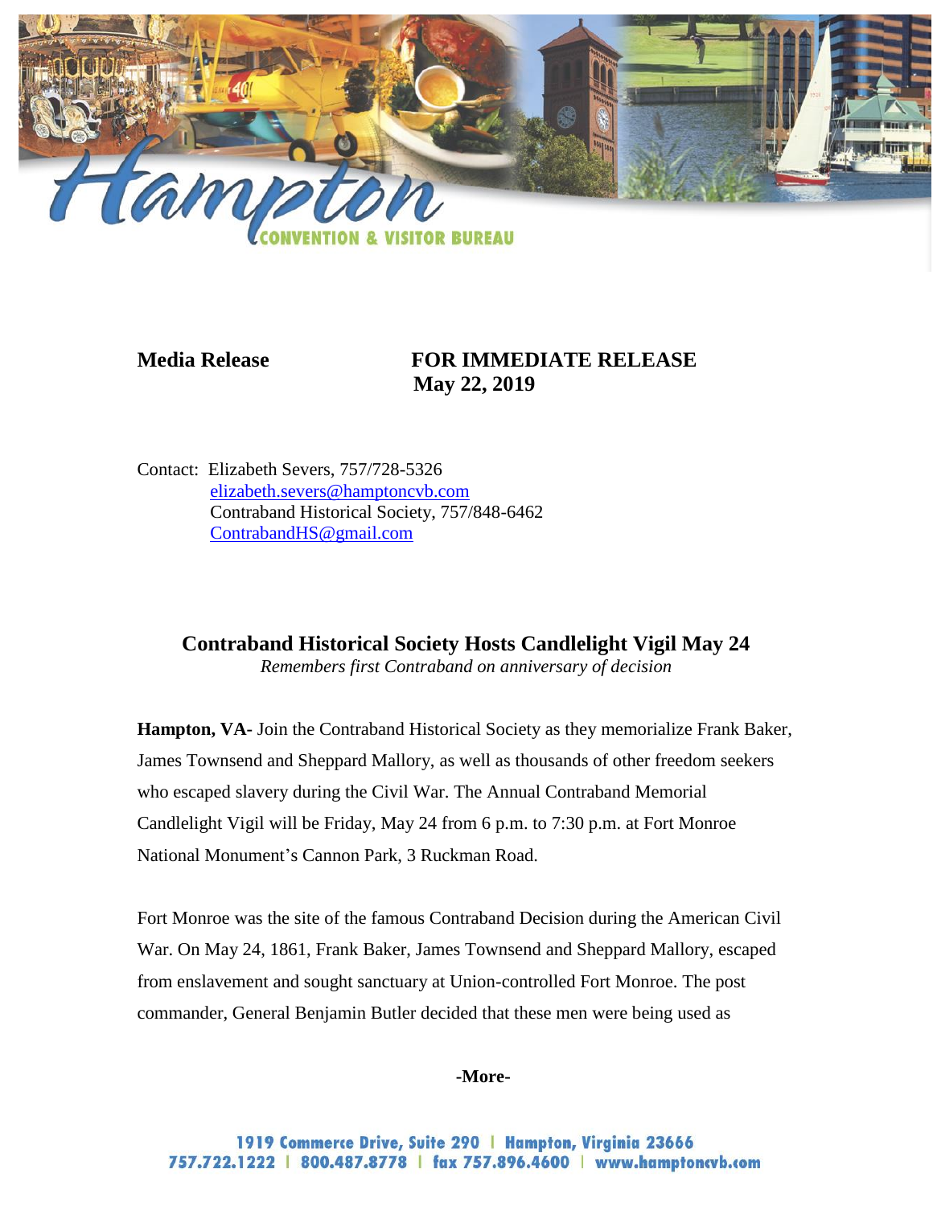**Media Release** **FOR IMMEDIATE RELEASE**
**May 22, 2019**

Contact: Elizabeth Severs, 757/728-5326
elizabeth.severs@hamptoncvb.com
Contraband Historical Society, 757/848-6462
ContrabandHS@gmail.com

## Contraband Historical Society Hosts Candlelight Vigil May 24

*Remembers first Contraband on anniversary of decision*

**Hampton, VA-** Join the Contraband Historical Society as they memorialize Frank Baker, James Townsend and Sheppard Mallory, as well as thousands of other freedom seekers who escaped slavery during the Civil War. The Annual Contraband Memorial Candlelight Vigil will be Friday, May 24 from 6 p.m. to 7:30 p.m. at Fort Monroe National Monument's Cannon Park, 3 Ruckman Road.

Fort Monroe was the site of the famous Contraband Decision during the American Civil War. On May 24, 1861, Frank Baker, James Townsend and Sheppard Mallory, escaped from enslavement and sought sanctuary at Union-controlled Fort Monroe. The post commander, General Benjamin Butler decided that these men were being used as

**-More-**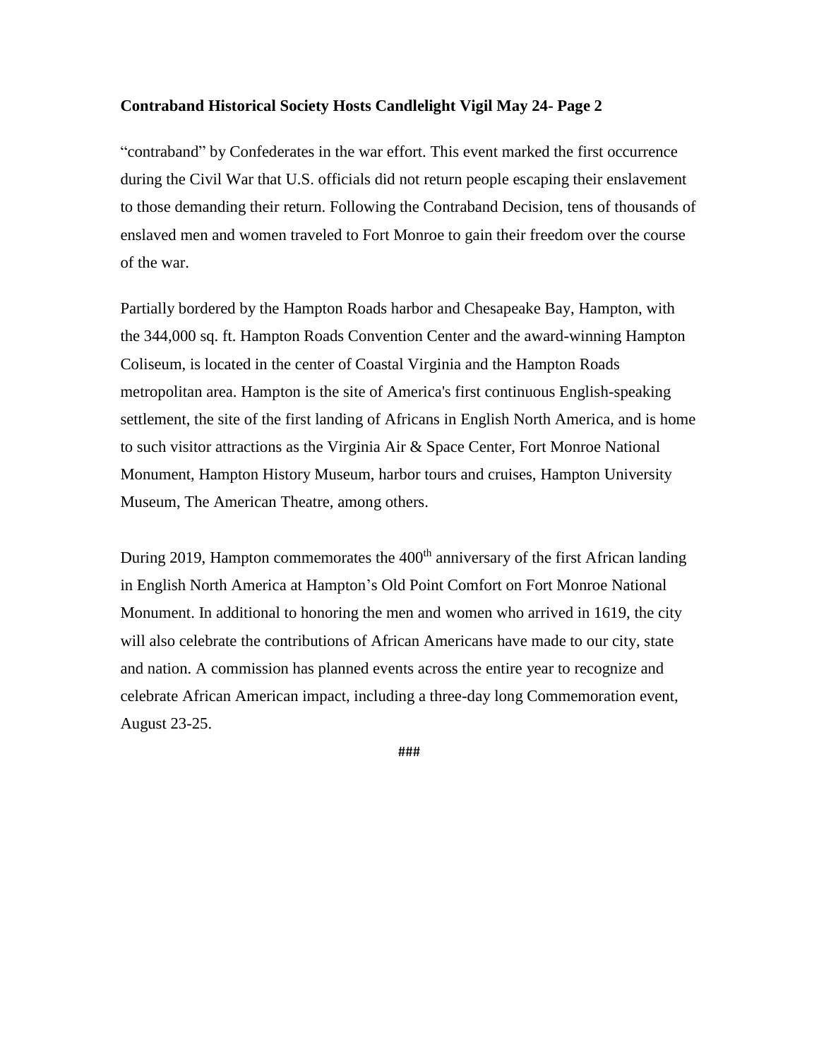“contraband” by Confederates in the war effort. This event marked the first occurrence during the Civil War that U.S. officials did not return people escaping their enslavement to those demanding their return. Following the Contraband Decision, tens of thousands of enslaved men and women traveled to Fort Monroe to gain their freedom over the course of the war.

Partially bordered by the Hampton Roads harbor and Chesapeake Bay, Hampton, with the 344,000 sq. ft. Hampton Roads Convention Center and the award-winning Hampton Coliseum, is located in the center of Coastal Virginia and the Hampton Roads metropolitan area. Hampton is the site of America's first continuous English-speaking settlement, the site of the first landing of Africans in English North America, and is home to such visitor attractions as the Virginia Air & Space Center, Fort Monroe National Monument, Hampton History Museum, harbor tours and cruises, Hampton University Museum, The American Theatre, among others.

During 2019, Hampton commemorates the 400th anniversary of the first African landing in English North America at Hampton’s Old Point Comfort on Fort Monroe National Monument. In additional to honoring the men and women who arrived in 1619, the city will also celebrate the contributions of African Americans have made to our city, state and nation. A commission has planned events across the entire year to recognize and celebrate African American impact, including a three-day long Commemoration event, August 23-25.

###